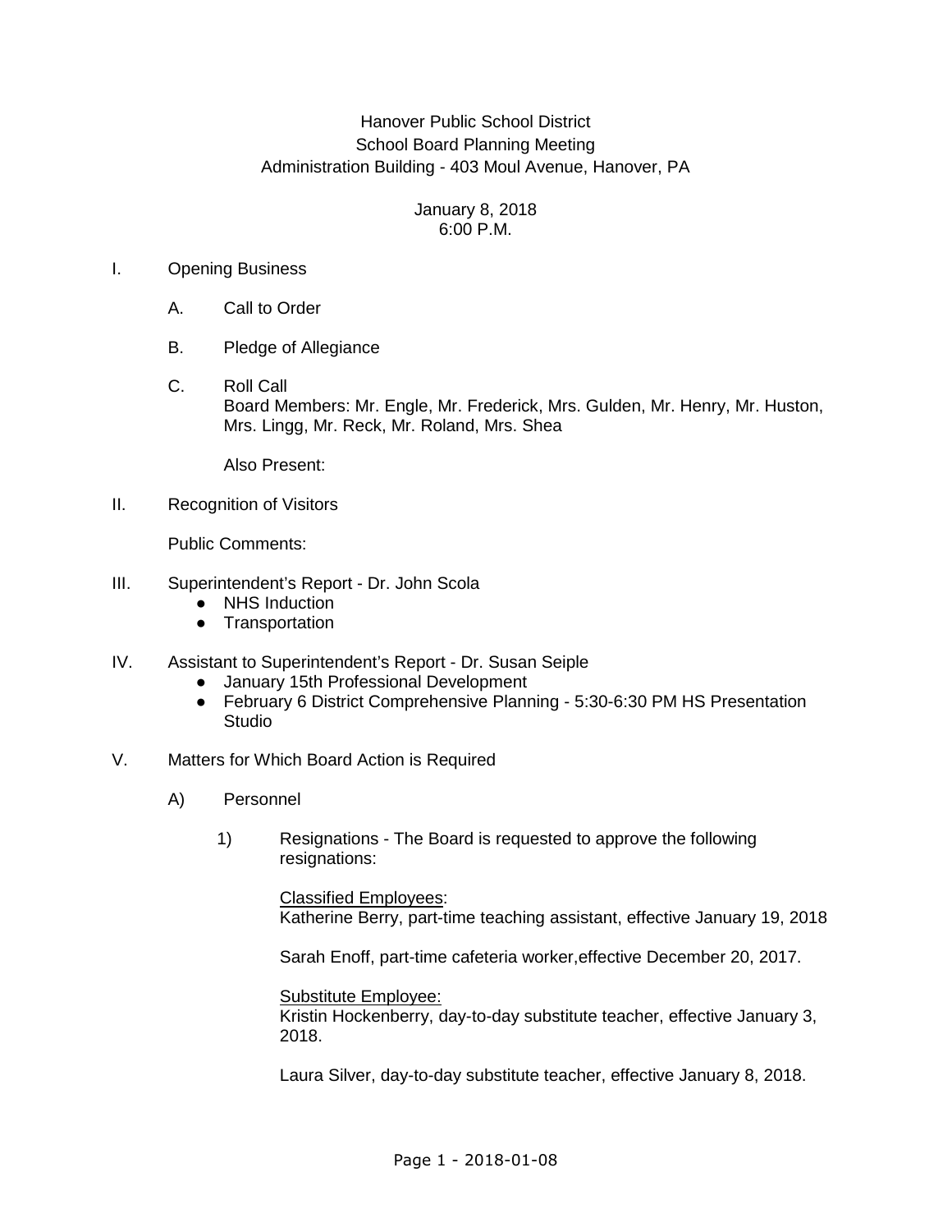Hanover Public School District
School Board Planning Meeting
Administration Building - 403 Moul Avenue, Hanover, PA

January 8, 2018
6:00 P.M.

I. Opening Business

A. Call to Order

B. Pledge of Allegiance

C. Roll Call
Board Members: Mr. Engle, Mr. Frederick, Mrs. Gulden, Mr. Henry, Mr. Huston, Mrs. Lingg, Mr. Reck, Mr. Roland, Mrs. Shea

Also Present:

II. Recognition of Visitors

Public Comments:

III. Superintendent's Report - Dr. John Scola
- NHS Induction
- Transportation

IV. Assistant to Superintendent's Report - Dr. Susan Seiple
- January 15th Professional Development
- February 6 District Comprehensive Planning - 5:30-6:30 PM HS Presentation Studio

V. Matters for Which Board Action is Required

A) Personnel

1) Resignations - The Board is requested to approve the following resignations:

<u>Classified Employees</u>:
Katherine Berry, part-time teaching assistant, effective January 19, 2018

Sarah Enoff, part-time cafeteria worker,effective December 20, 2017.

<u>Substitute Employee:</u>
Kristin Hockenberry, day-to-day substitute teacher, effective January 3, 2018.

Laura Silver, day-to-day substitute teacher, effective January 8, 2018.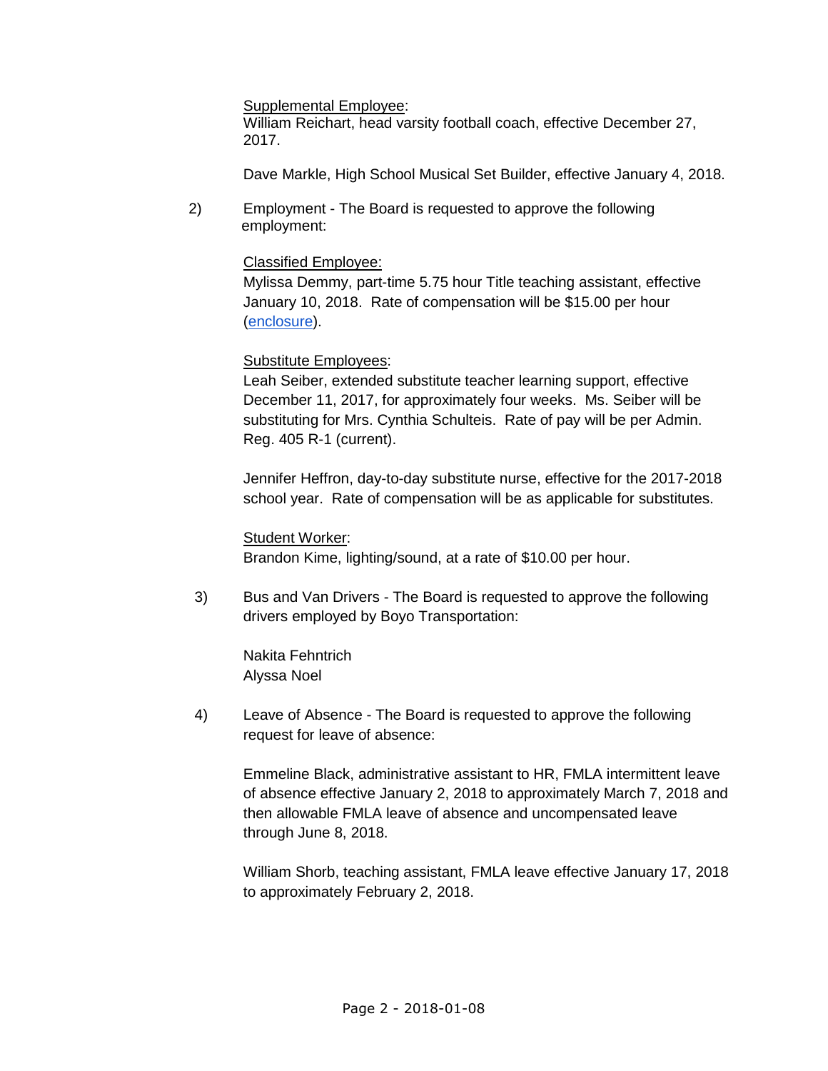Supplemental Employee:
William Reichart, head varsity football coach, effective December 27, 2017.

Dave Markle, High School Musical Set Builder, effective January 4, 2018.

2) Employment - The Board is requested to approve the following employment:

Classified Employee:
Mylissa Demmy, part-time 5.75 hour Title teaching assistant, effective January 10, 2018. Rate of compensation will be $15.00 per hour (enclosure).

Substitute Employees:
Leah Seiber, extended substitute teacher learning support, effective December 11, 2017, for approximately four weeks. Ms. Seiber will be substituting for Mrs. Cynthia Schulteis. Rate of pay will be per Admin. Reg. 405 R-1 (current).

Jennifer Heffron, day-to-day substitute nurse, effective for the 2017-2018 school year. Rate of compensation will be as applicable for substitutes.

Student Worker:
Brandon Kime, lighting/sound, at a rate of $10.00 per hour.

3) Bus and Van Drivers - The Board is requested to approve the following drivers employed by Boyo Transportation:

Nakita Fehntrich
Alyssa Noel

4) Leave of Absence - The Board is requested to approve the following request for leave of absence:

Emmeline Black, administrative assistant to HR, FMLA intermittent leave of absence effective January 2, 2018 to approximately March 7, 2018 and then allowable FMLA leave of absence and uncompensated leave through June 8, 2018.

William Shorb, teaching assistant, FMLA leave effective January 17, 2018 to approximately February 2, 2018.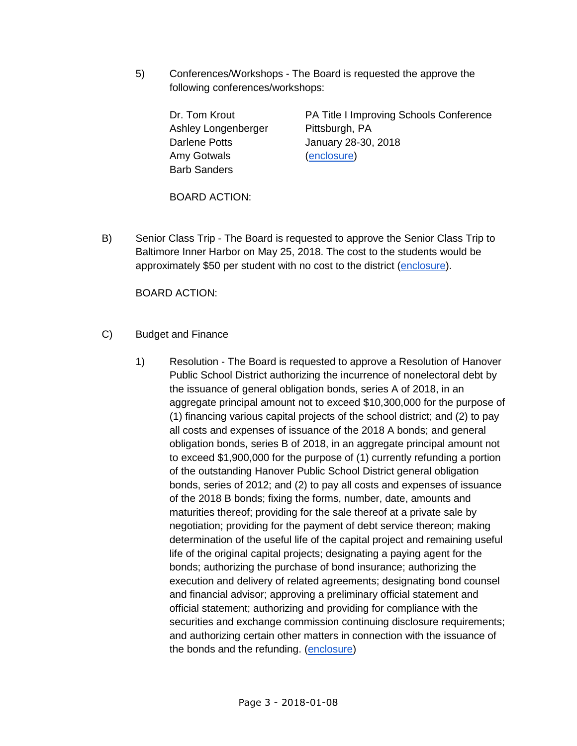5) Conferences/Workshops - The Board is requested the approve the following conferences/workshops:

| | |
|---|---|
| Dr. Tom Krout | PA Title I Improving Schools Conference |
| Ashley Longenberger | Pittsburgh, PA |
| Darlene Potts | January 28-30, 2018 |
| Amy Gotwals | (enclosure) |
| Barb Sanders | |

BOARD ACTION:

B) Senior Class Trip - The Board is requested to approve the Senior Class Trip to Baltimore Inner Harbor on May 25, 2018. The cost to the students would be approximately $50 per student with no cost to the district (enclosure).

BOARD ACTION:

C) Budget and Finance

1) Resolution - The Board is requested to approve a Resolution of Hanover Public School District authorizing the incurrence of nonelectoral debt by the issuance of general obligation bonds, series A of 2018, in an aggregate principal amount not to exceed $10,300,000 for the purpose of (1) financing various capital projects of the school district; and (2) to pay all costs and expenses of issuance of the 2018 A bonds; and general obligation bonds, series B of 2018, in an aggregate principal amount not to exceed $1,900,000 for the purpose of (1) currently refunding a portion of the outstanding Hanover Public School District general obligation bonds, series of 2012; and (2) to pay all costs and expenses of issuance of the 2018 B bonds; fixing the forms, number, date, amounts and maturities thereof; providing for the sale thereof at a private sale by negotiation; providing for the payment of debt service thereon; making determination of the useful life of the capital project and remaining useful life of the original capital projects; designating a paying agent for the bonds; authorizing the purchase of bond insurance; authorizing the execution and delivery of related agreements; designating bond counsel and financial advisor; approving a preliminary official statement and official statement; authorizing and providing for compliance with the securities and exchange commission continuing disclosure requirements; and authorizing certain other matters in connection with the issuance of the bonds and the refunding. (enclosure)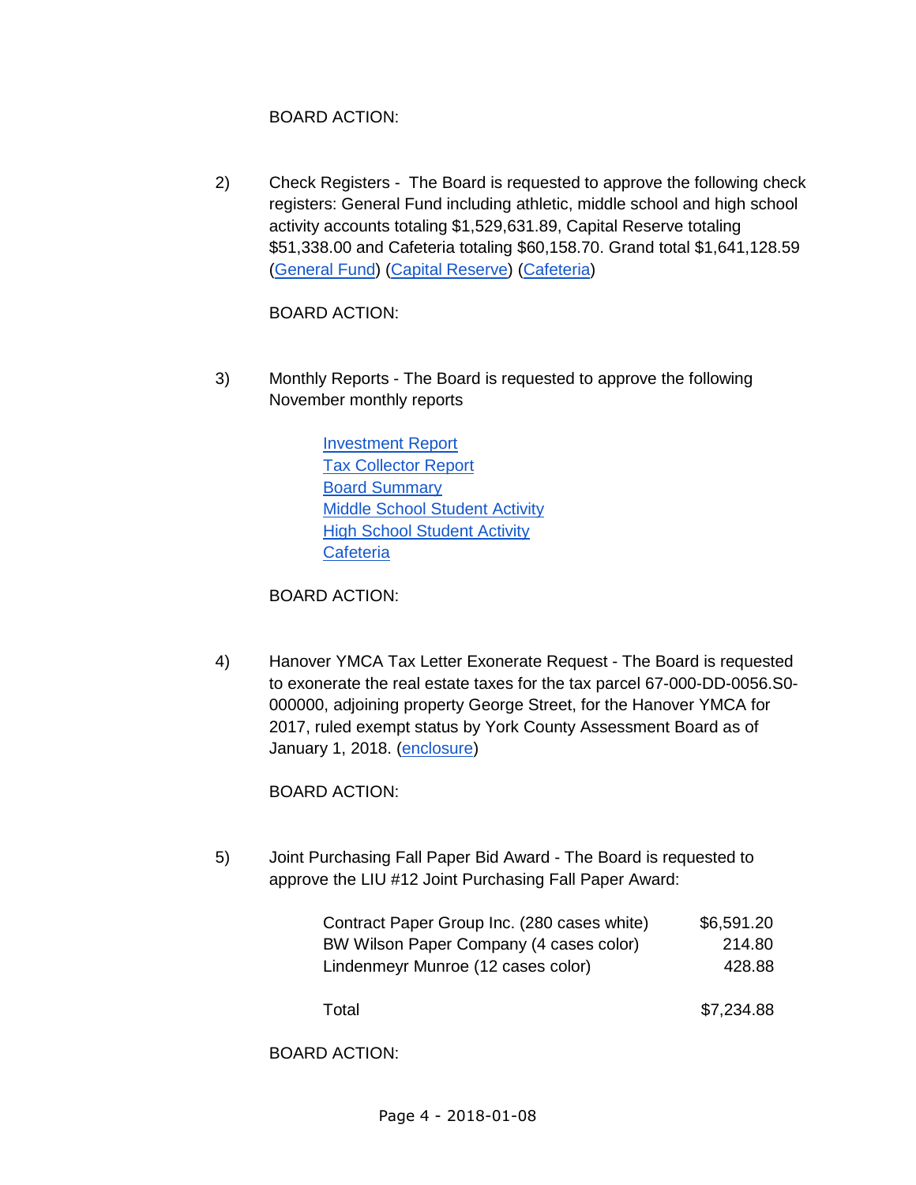BOARD ACTION:

2) Check Registers - The Board is requested to approve the following check registers: General Fund including athletic, middle school and high school activity accounts totaling $1,529,631.89, Capital Reserve totaling $51,338.00 and Cafeteria totaling $60,158.70. Grand total $1,641,128.59 (General Fund) (Capital Reserve) (Cafeteria)

BOARD ACTION:

3) Monthly Reports - The Board is requested to approve the following November monthly reports

   Investment Report
   Tax Collector Report
   Board Summary
   Middle School Student Activity
   High School Student Activity
   Cafeteria

BOARD ACTION:

4) Hanover YMCA Tax Letter Exonerate Request - The Board is requested to exonerate the real estate taxes for the tax parcel 67-000-DD-0056.S0-000000, adjoining property George Street, for the Hanover YMCA for 2017, ruled exempt status by York County Assessment Board as of January 1, 2018. (enclosure)

BOARD ACTION:

5) Joint Purchasing Fall Paper Bid Award - The Board is requested to approve the LIU #12 Joint Purchasing Fall Paper Award:

| | |
|---|---|
| Contract Paper Group Inc. (280 cases white) | $6,591.20 |
| BW Wilson Paper Company (4 cases color) | 214.80 |
| Lindenmeyr Munroe (12 cases color) | 428.88 |
| Total | $7,234.88 |

BOARD ACTION: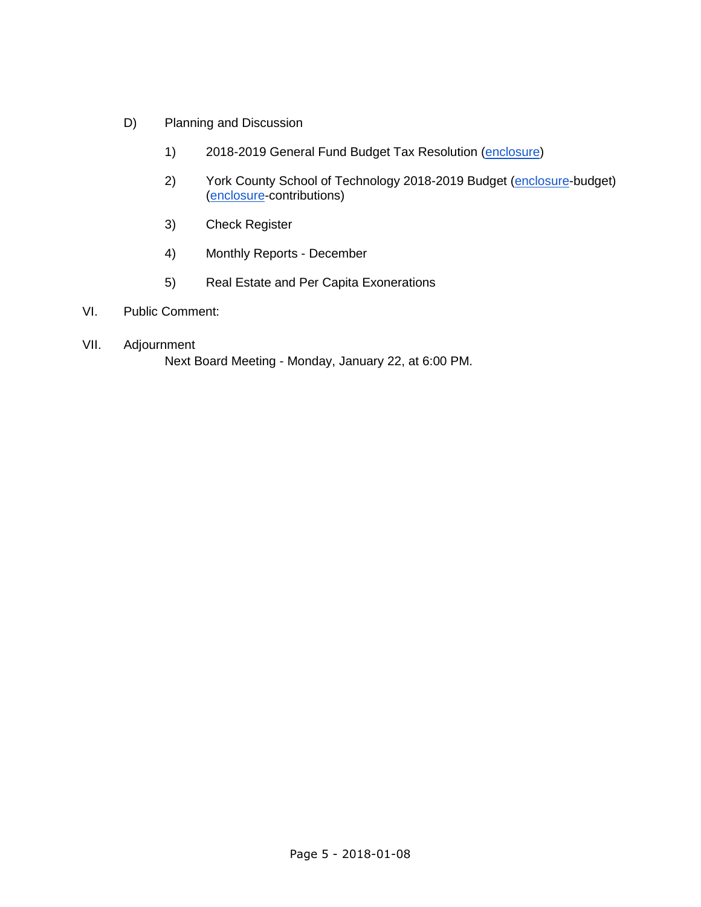D) Planning and Discussion

1) 2018-2019 General Fund Budget Tax Resolution (enclosure)

2) York County School of Technology 2018-2019 Budget (enclosure-budget) (enclosure-contributions)

3) Check Register

4) Monthly Reports - December

5) Real Estate and Per Capita Exonerations

VI. Public Comment:

VII. Adjournment

Next Board Meeting - Monday, January 22, at 6:00 PM.